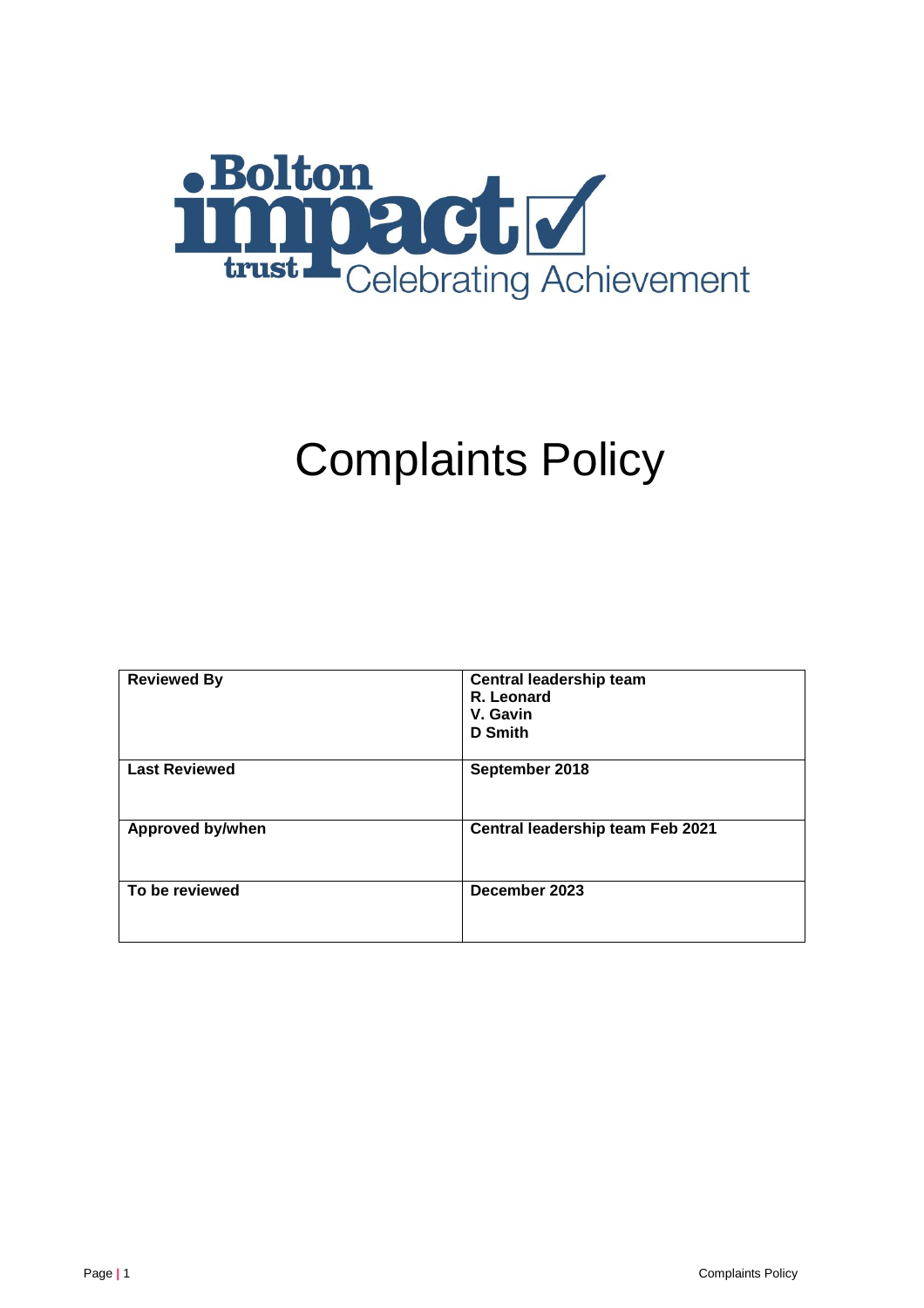Bolton impact trust Celebrating Achievement

# Complaints Policy

| Reviewed By | Central leadership team<br>R. Leonard<br>V. Gavin<br>D Smith |
| --- | --- |
| Last Reviewed | September 2018 |
| Approved by/when | Central leadership team Feb 2021 |
| To be reviewed | December 2023 |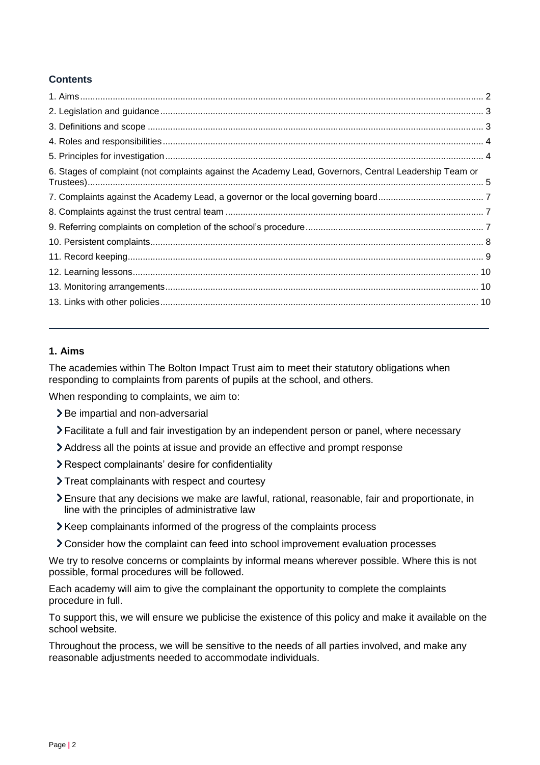**Contents**

1. Aims ... 2
2. Legislation and guidance ... 3
3. Definitions and scope ... 3
4. Roles and responsibilities ... 4
5. Principles for investigation ... 4
6. Stages of complaint (not complaints against the Academy Lead, Governors, Central Leadership Team or Trustees) ... 5
7. Complaints against the Academy Lead, a governor or the local governing board ... 7
8. Complaints against the trust central team ... 7
9. Referring complaints on completion of the school's procedure ... 7
10. Persistent complaints ... 8
11. Record keeping ... 9
12. Learning lessons ... 10
13. Monitoring arrangements ... 10
13. Links with other policies ... 10

---

## 1. Aims

The academies within The Bolton Impact Trust aim to meet their statutory obligations when responding to complaints from parents of pupils at the school, and others.

When responding to complaints, we aim to:

- Be impartial and non-adversarial
- Facilitate a full and fair investigation by an independent person or panel, where necessary
- Address all the points at issue and provide an effective and prompt response
- Respect complainants' desire for confidentiality
- Treat complainants with respect and courtesy
- Ensure that any decisions we make are lawful, rational, reasonable, fair and proportionate, in line with the principles of administrative law
- Keep complainants informed of the progress of the complaints process
- Consider how the complaint can feed into school improvement evaluation processes

We try to resolve concerns or complaints by informal means wherever possible. Where this is not possible, formal procedures will be followed.

Each academy will aim to give the complainant the opportunity to complete the complaints procedure in full.

To support this, we will ensure we publicise the existence of this policy and make it available on the school website.

Throughout the process, we will be sensitive to the needs of all parties involved, and make any reasonable adjustments needed to accommodate individuals.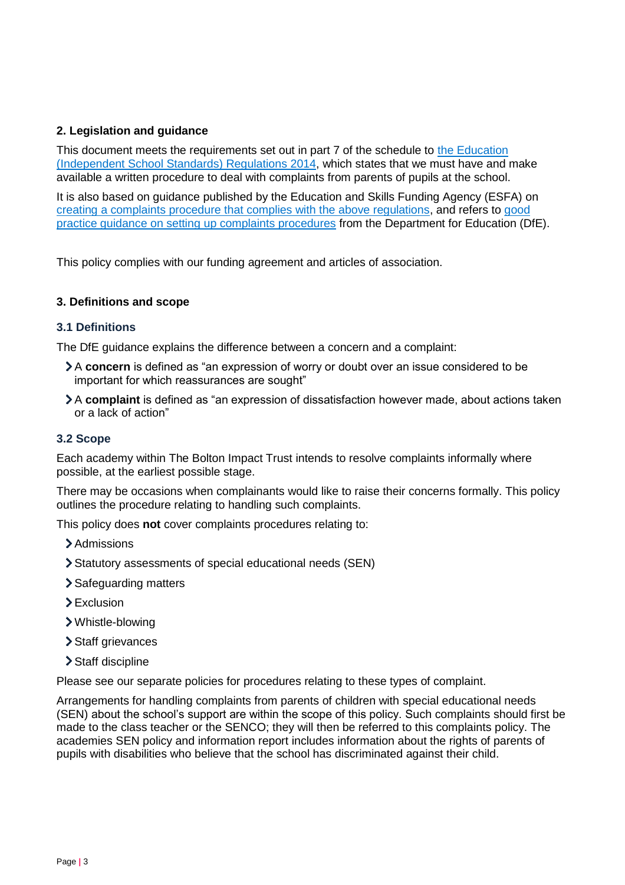## 2. Legislation and guidance

This document meets the requirements set out in part 7 of the schedule to [the Education (Independent School Standards) Regulations 2014](), which states that we must have and make available a written procedure to deal with complaints from parents of pupils at the school.

It is also based on guidance published by the Education and Skills Funding Agency (ESFA) on [creating a complaints procedure that complies with the above regulations](), and refers to [good practice guidance on setting up complaints procedures]() from the Department for Education (DfE).

This policy complies with our funding agreement and articles of association.

## 3. Definitions and scope

### 3.1 Definitions

The DfE guidance explains the difference between a concern and a complaint:

- A **concern** is defined as "an expression of worry or doubt over an issue considered to be important for which reassurances are sought"
- A **complaint** is defined as "an expression of dissatisfaction however made, about actions taken or a lack of action"

### 3.2 Scope

Each academy within The Bolton Impact Trust intends to resolve complaints informally where possible, at the earliest possible stage.

There may be occasions when complainants would like to raise their concerns formally. This policy outlines the procedure relating to handling such complaints.

This policy does **not** cover complaints procedures relating to:

- Admissions
- Statutory assessments of special educational needs (SEN)
- Safeguarding matters
- Exclusion
- Whistle-blowing
- Staff grievances
- Staff discipline

Please see our separate policies for procedures relating to these types of complaint.

Arrangements for handling complaints from parents of children with special educational needs (SEN) about the school's support are within the scope of this policy. Such complaints should first be made to the class teacher or the SENCO; they will then be referred to this complaints policy. The academies SEN policy and information report includes information about the rights of parents of pupils with disabilities who believe that the school has discriminated against their child.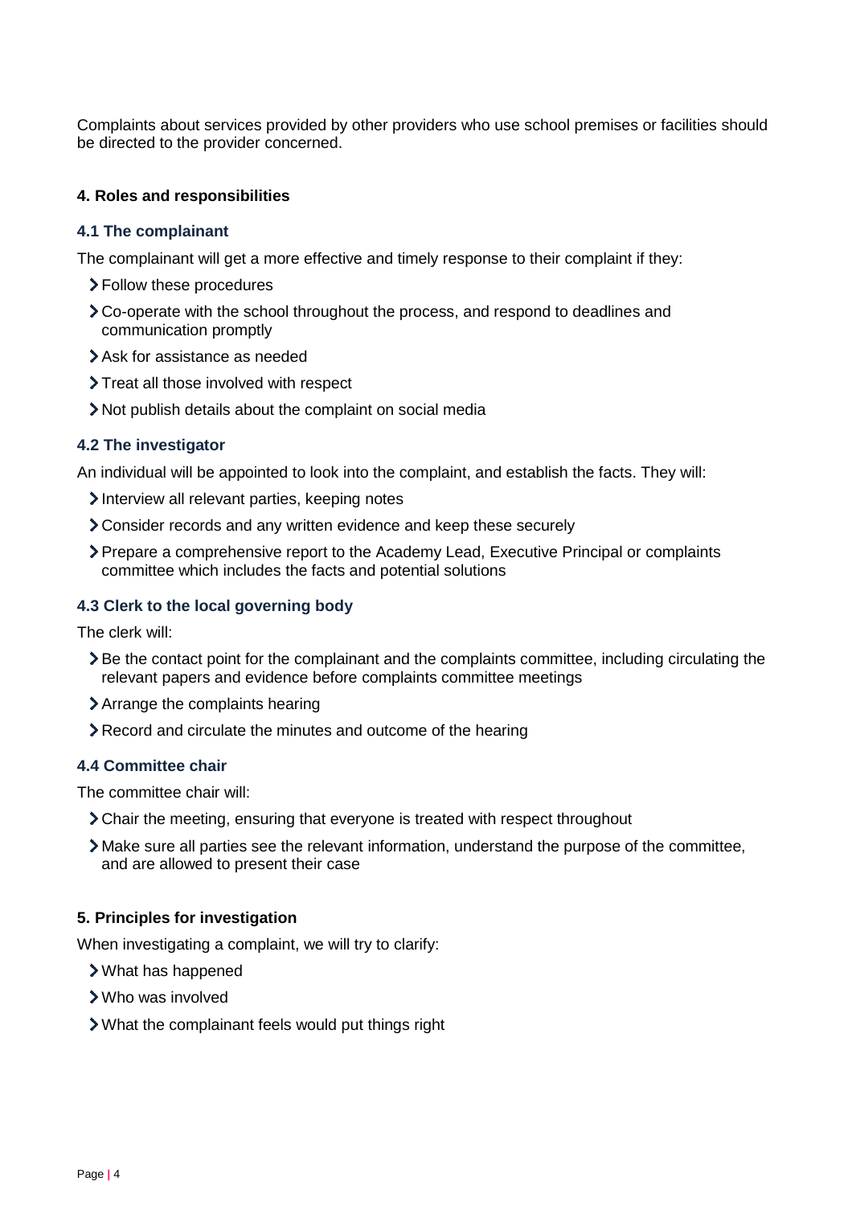Complaints about services provided by other providers who use school premises or facilities should be directed to the provider concerned.

## 4. Roles and responsibilities

### 4.1 The complainant

The complainant will get a more effective and timely response to their complaint if they:

- Follow these procedures
- Co-operate with the school throughout the process, and respond to deadlines and communication promptly
- Ask for assistance as needed
- Treat all those involved with respect
- Not publish details about the complaint on social media

### 4.2 The investigator

An individual will be appointed to look into the complaint, and establish the facts. They will:

- Interview all relevant parties, keeping notes
- Consider records and any written evidence and keep these securely
- Prepare a comprehensive report to the Academy Lead, Executive Principal or complaints committee which includes the facts and potential solutions

### 4.3 Clerk to the local governing body

The clerk will:

- Be the contact point for the complainant and the complaints committee, including circulating the relevant papers and evidence before complaints committee meetings
- Arrange the complaints hearing
- Record and circulate the minutes and outcome of the hearing

### 4.4 Committee chair

The committee chair will:

- Chair the meeting, ensuring that everyone is treated with respect throughout
- Make sure all parties see the relevant information, understand the purpose of the committee, and are allowed to present their case

## 5. Principles for investigation

When investigating a complaint, we will try to clarify:

- What has happened
- Who was involved
- What the complainant feels would put things right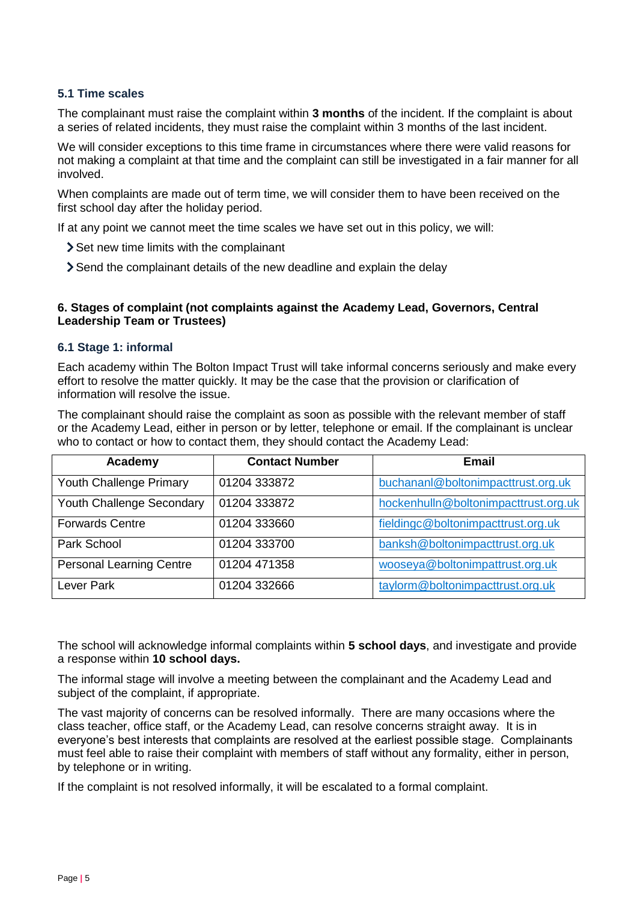### 5.1 Time scales

The complainant must raise the complaint within **3 months** of the incident. If the complaint is about a series of related incidents, they must raise the complaint within 3 months of the last incident.

We will consider exceptions to this time frame in circumstances where there were valid reasons for not making a complaint at that time and the complaint can still be investigated in a fair manner for all involved.

When complaints are made out of term time, we will consider them to have been received on the first school day after the holiday period.

If at any point we cannot meet the time scales we have set out in this policy, we will:

- Set new time limits with the complainant
- Send the complainant details of the new deadline and explain the delay

## 6. Stages of complaint (not complaints against the Academy Lead, Governors, Central Leadership Team or Trustees)

### 6.1 Stage 1: informal

Each academy within The Bolton Impact Trust will take informal concerns seriously and make every effort to resolve the matter quickly. It may be the case that the provision or clarification of information will resolve the issue.

The complainant should raise the complaint as soon as possible with the relevant member of staff or the Academy Lead, either in person or by letter, telephone or email. If the complainant is unclear who to contact or how to contact them, they should contact the Academy Lead:

| Academy | Contact Number | Email |
| --- | --- | --- |
| Youth Challenge Primary | 01204 333872 | buchananl@boltonimpacttrust.org.uk |
| Youth Challenge Secondary | 01204 333872 | hockenhulln@boltonimpacttrust.org.uk |
| Forwards Centre | 01204 333660 | fieldingc@boltonimpacttrust.org.uk |
| Park School | 01204 333700 | banksh@boltonimpacttrust.org.uk |
| Personal Learning Centre | 01204 471358 | wooseya@boltonimpattrust.org.uk |
| Lever Park | 01204 332666 | taylorm@boltonimpacttrust.org.uk |

The school will acknowledge informal complaints within **5 school days**, and investigate and provide a response within **10 school days.**

The informal stage will involve a meeting between the complainant and the Academy Lead and subject of the complaint, if appropriate.

The vast majority of concerns can be resolved informally. There are many occasions where the class teacher, office staff, or the Academy Lead, can resolve concerns straight away. It is in everyone's best interests that complaints are resolved at the earliest possible stage. Complainants must feel able to raise their complaint with members of staff without any formality, either in person, by telephone or in writing.

If the complaint is not resolved informally, it will be escalated to a formal complaint.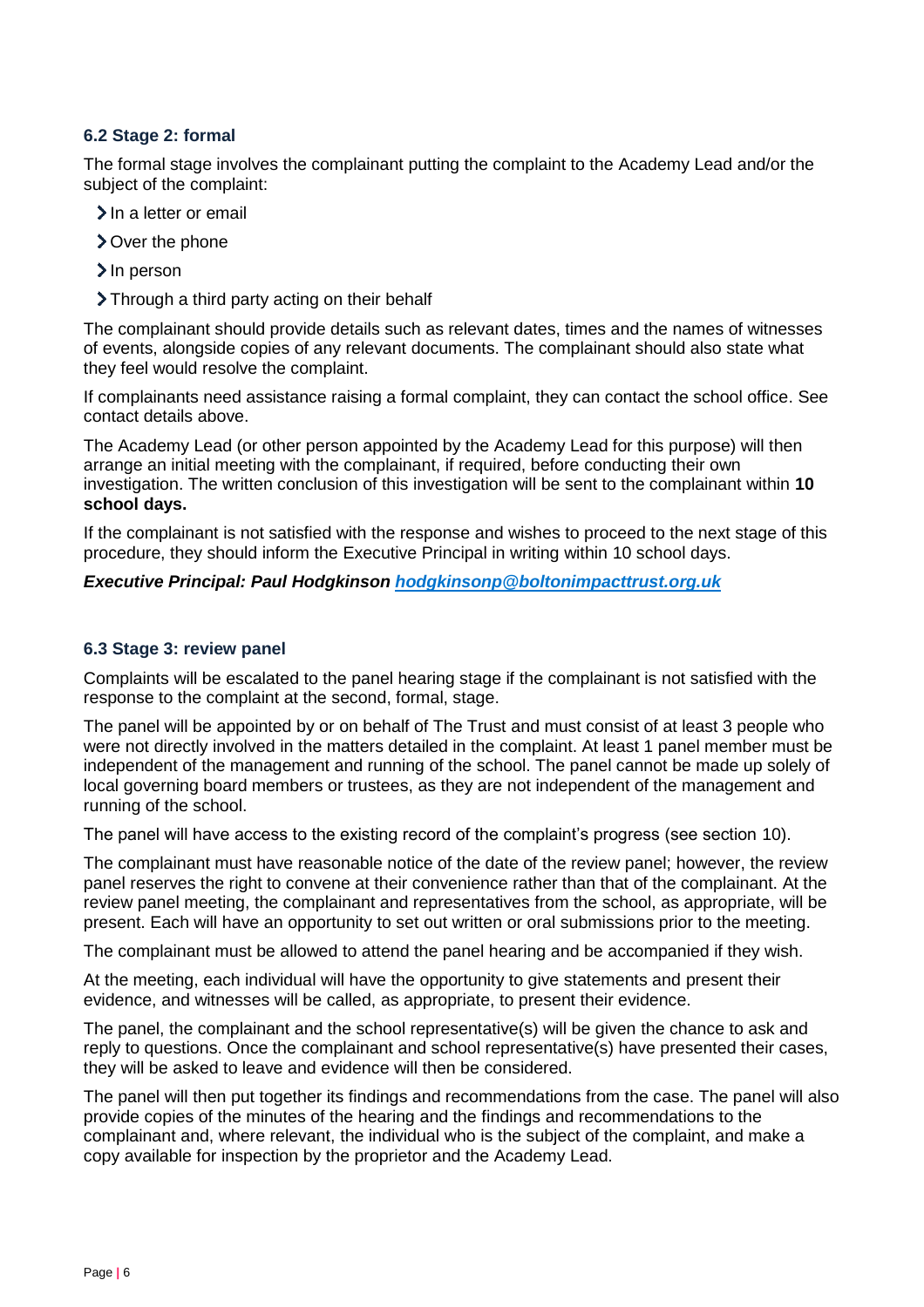### 6.2 Stage 2: formal

The formal stage involves the complainant putting the complaint to the Academy Lead and/or the subject of the complaint:

- In a letter or email
- Over the phone
- In person
- Through a third party acting on their behalf

The complainant should provide details such as relevant dates, times and the names of witnesses of events, alongside copies of any relevant documents. The complainant should also state what they feel would resolve the complaint.

If complainants need assistance raising a formal complaint, they can contact the school office. See contact details above.

The Academy Lead (or other person appointed by the Academy Lead for this purpose) will then arrange an initial meeting with the complainant, if required, before conducting their own investigation. The written conclusion of this investigation will be sent to the complainant within **10 school days.**

If the complainant is not satisfied with the response and wishes to proceed to the next stage of this procedure, they should inform the Executive Principal in writing within 10 school days.

***Executive Principal: Paul Hodgkinson [hodgkinsonp@boltonimpacttrust.org.uk](mailto:hodgkinsonp@boltonimpacttrust.org.uk)***

### 6.3 Stage 3: review panel

Complaints will be escalated to the panel hearing stage if the complainant is not satisfied with the response to the complaint at the second, formal, stage.

The panel will be appointed by or on behalf of The Trust and must consist of at least 3 people who were not directly involved in the matters detailed in the complaint. At least 1 panel member must be independent of the management and running of the school. The panel cannot be made up solely of local governing board members or trustees, as they are not independent of the management and running of the school.

The panel will have access to the existing record of the complaint's progress (see section 10).

The complainant must have reasonable notice of the date of the review panel; however, the review panel reserves the right to convene at their convenience rather than that of the complainant. At the review panel meeting, the complainant and representatives from the school, as appropriate, will be present. Each will have an opportunity to set out written or oral submissions prior to the meeting.

The complainant must be allowed to attend the panel hearing and be accompanied if they wish.

At the meeting, each individual will have the opportunity to give statements and present their evidence, and witnesses will be called, as appropriate, to present their evidence.

The panel, the complainant and the school representative(s) will be given the chance to ask and reply to questions. Once the complainant and school representative(s) have presented their cases, they will be asked to leave and evidence will then be considered.

The panel will then put together its findings and recommendations from the case. The panel will also provide copies of the minutes of the hearing and the findings and recommendations to the complainant and, where relevant, the individual who is the subject of the complaint, and make a copy available for inspection by the proprietor and the Academy Lead.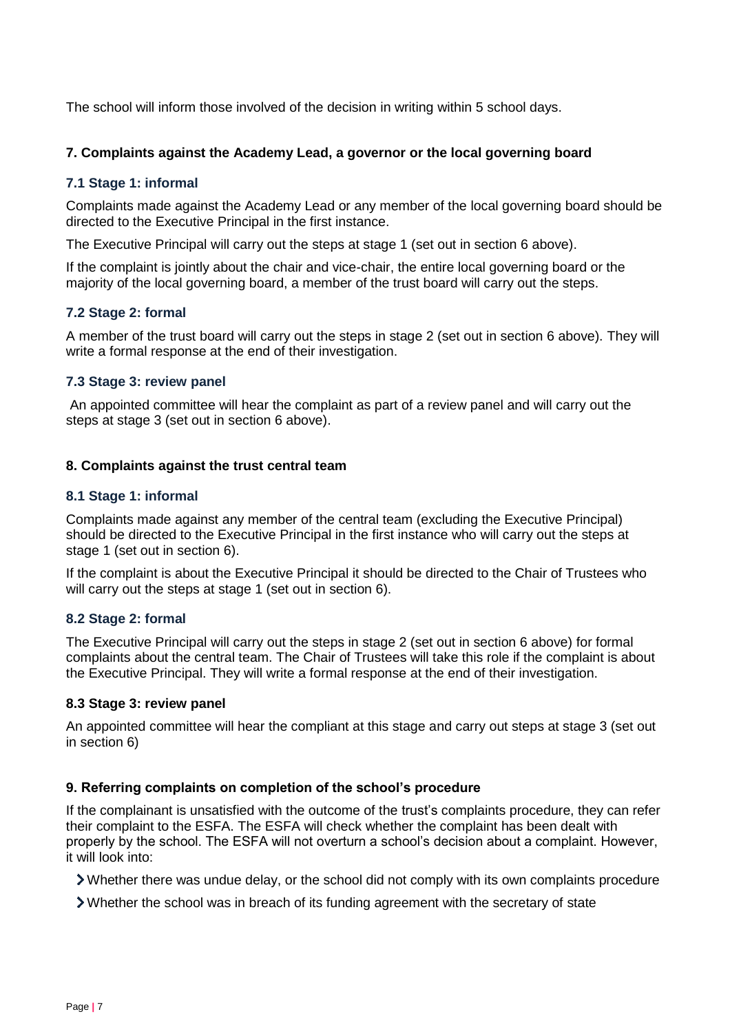The school will inform those involved of the decision in writing within 5 school days.

## 7. Complaints against the Academy Lead, a governor or the local governing board

### 7.1 Stage 1: informal

Complaints made against the Academy Lead or any member of the local governing board should be directed to the Executive Principal in the first instance.

The Executive Principal will carry out the steps at stage 1 (set out in section 6 above).

If the complaint is jointly about the chair and vice-chair, the entire local governing board or the majority of the local governing board, a member of the trust board will carry out the steps.

### 7.2 Stage 2: formal

A member of the trust board will carry out the steps in stage 2 (set out in section 6 above). They will write a formal response at the end of their investigation.

### 7.3 Stage 3: review panel

An appointed committee will hear the complaint as part of a review panel and will carry out the steps at stage 3 (set out in section 6 above).

## 8. Complaints against the trust central team

### 8.1 Stage 1: informal

Complaints made against any member of the central team (excluding the Executive Principal) should be directed to the Executive Principal in the first instance who will carry out the steps at stage 1 (set out in section 6).

If the complaint is about the Executive Principal it should be directed to the Chair of Trustees who will carry out the steps at stage 1 (set out in section 6).

### 8.2 Stage 2: formal

The Executive Principal will carry out the steps in stage 2 (set out in section 6 above) for formal complaints about the central team. The Chair of Trustees will take this role if the complaint is about the Executive Principal. They will write a formal response at the end of their investigation.

### 8.3 Stage 3: review panel

An appointed committee will hear the compliant at this stage and carry out steps at stage 3 (set out in section 6)

## 9. Referring complaints on completion of the school's procedure

If the complainant is unsatisfied with the outcome of the trust's complaints procedure, they can refer their complaint to the ESFA. The ESFA will check whether the complaint has been dealt with properly by the school. The ESFA will not overturn a school's decision about a complaint. However, it will look into:

- Whether there was undue delay, or the school did not comply with its own complaints procedure
- Whether the school was in breach of its funding agreement with the secretary of state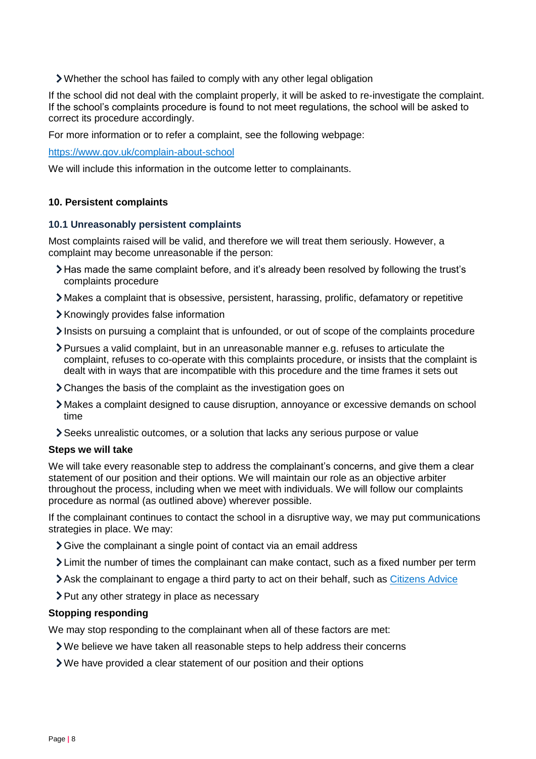- Whether the school has failed to comply with any other legal obligation

If the school did not deal with the complaint properly, it will be asked to re-investigate the complaint. If the school's complaints procedure is found to not meet regulations, the school will be asked to correct its procedure accordingly.

For more information or to refer a complaint, see the following webpage:

[https://www.gov.uk/complain-about-school](https://www.gov.uk/complain-about-school)

We will include this information in the outcome letter to complainants.

## 10. Persistent complaints

### 10.1 Unreasonably persistent complaints

Most complaints raised will be valid, and therefore we will treat them seriously. However, a complaint may become unreasonable if the person:

- Has made the same complaint before, and it's already been resolved by following the trust's complaints procedure
- Makes a complaint that is obsessive, persistent, harassing, prolific, defamatory or repetitive
- Knowingly provides false information
- Insists on pursuing a complaint that is unfounded, or out of scope of the complaints procedure
- Pursues a valid complaint, but in an unreasonable manner e.g. refuses to articulate the complaint, refuses to co-operate with this complaints procedure, or insists that the complaint is dealt with in ways that are incompatible with this procedure and the time frames it sets out
- Changes the basis of the complaint as the investigation goes on
- Makes a complaint designed to cause disruption, annoyance or excessive demands on school time
- Seeks unrealistic outcomes, or a solution that lacks any serious purpose or value

**Steps we will take**

We will take every reasonable step to address the complainant's concerns, and give them a clear statement of our position and their options. We will maintain our role as an objective arbiter throughout the process, including when we meet with individuals. We will follow our complaints procedure as normal (as outlined above) wherever possible.

If the complainant continues to contact the school in a disruptive way, we may put communications strategies in place. We may:

- Give the complainant a single point of contact via an email address
- Limit the number of times the complainant can make contact, such as a fixed number per term
- Ask the complainant to engage a third party to act on their behalf, such as Citizens Advice
- Put any other strategy in place as necessary

**Stopping responding**

We may stop responding to the complainant when all of these factors are met:

- We believe we have taken all reasonable steps to help address their concerns
- We have provided a clear statement of our position and their options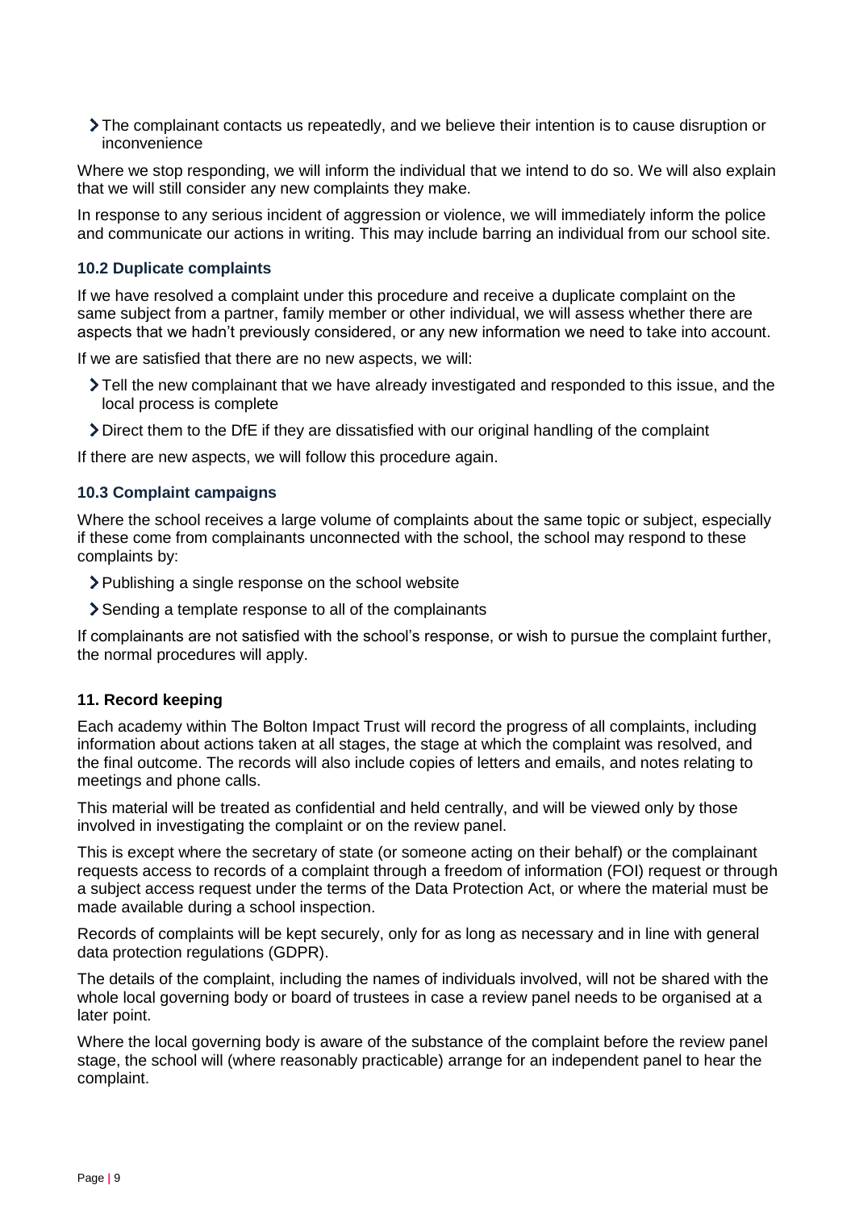- The complainant contacts us repeatedly, and we believe their intention is to cause disruption or inconvenience

Where we stop responding, we will inform the individual that we intend to do so. We will also explain that we will still consider any new complaints they make.

In response to any serious incident of aggression or violence, we will immediately inform the police and communicate our actions in writing. This may include barring an individual from our school site.

### 10.2 Duplicate complaints

If we have resolved a complaint under this procedure and receive a duplicate complaint on the same subject from a partner, family member or other individual, we will assess whether there are aspects that we hadn't previously considered, or any new information we need to take into account.

If we are satisfied that there are no new aspects, we will:

- Tell the new complainant that we have already investigated and responded to this issue, and the local process is complete
- Direct them to the DfE if they are dissatisfied with our original handling of the complaint

If there are new aspects, we will follow this procedure again.

### 10.3 Complaint campaigns

Where the school receives a large volume of complaints about the same topic or subject, especially if these come from complainants unconnected with the school, the school may respond to these complaints by:

- Publishing a single response on the school website
- Sending a template response to all of the complainants

If complainants are not satisfied with the school's response, or wish to pursue the complaint further, the normal procedures will apply.

## 11. Record keeping

Each academy within The Bolton Impact Trust will record the progress of all complaints, including information about actions taken at all stages, the stage at which the complaint was resolved, and the final outcome. The records will also include copies of letters and emails, and notes relating to meetings and phone calls.

This material will be treated as confidential and held centrally, and will be viewed only by those involved in investigating the complaint or on the review panel.

This is except where the secretary of state (or someone acting on their behalf) or the complainant requests access to records of a complaint through a freedom of information (FOI) request or through a subject access request under the terms of the Data Protection Act, or where the material must be made available during a school inspection.

Records of complaints will be kept securely, only for as long as necessary and in line with general data protection regulations (GDPR).

The details of the complaint, including the names of individuals involved, will not be shared with the whole local governing body or board of trustees in case a review panel needs to be organised at a later point.

Where the local governing body is aware of the substance of the complaint before the review panel stage, the school will (where reasonably practicable) arrange for an independent panel to hear the complaint.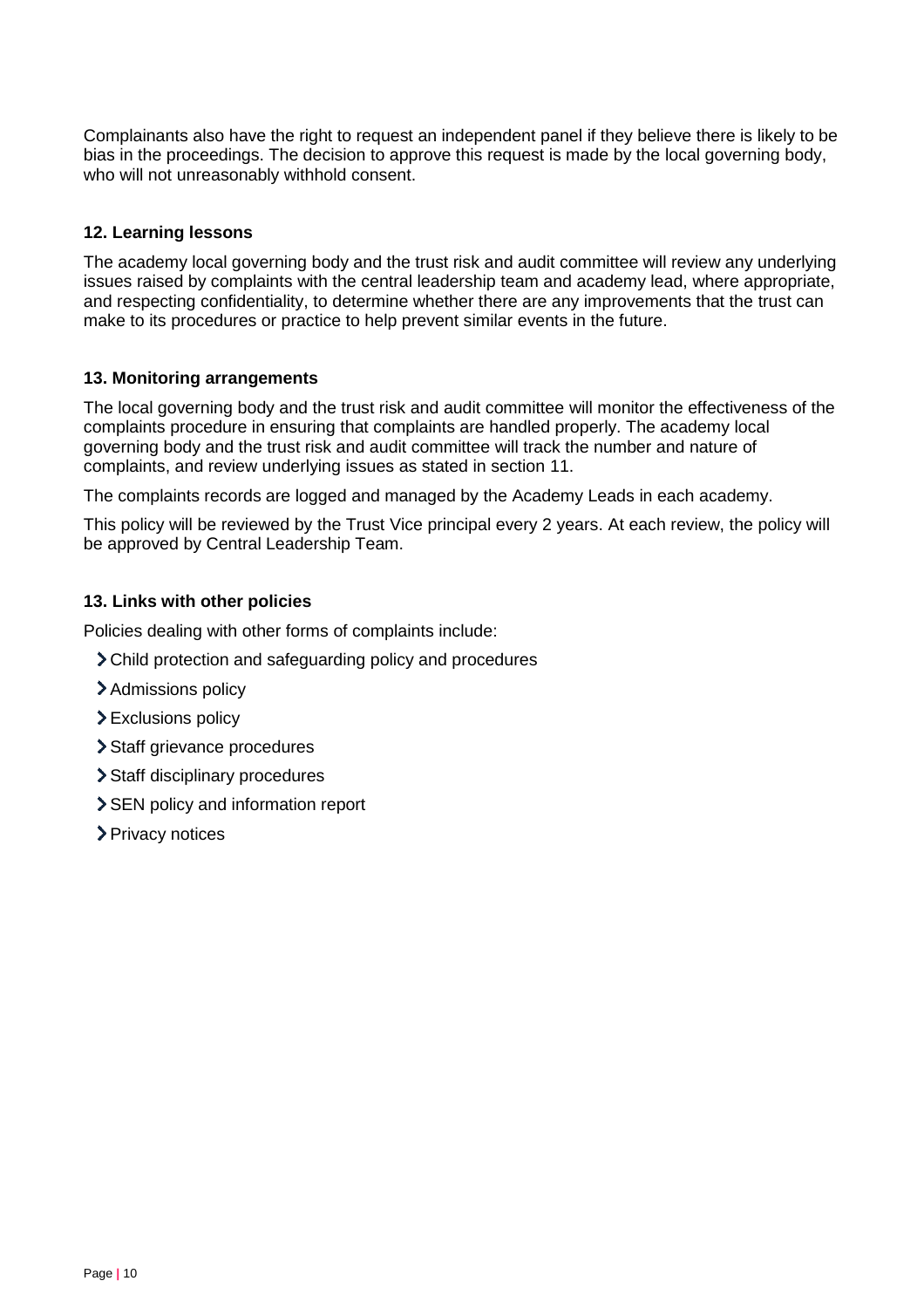Complainants also have the right to request an independent panel if they believe there is likely to be bias in the proceedings. The decision to approve this request is made by the local governing body, who will not unreasonably withhold consent.

### 12. Learning lessons

The academy local governing body and the trust risk and audit committee will review any underlying issues raised by complaints with the central leadership team and academy lead, where appropriate, and respecting confidentiality, to determine whether there are any improvements that the trust can make to its procedures or practice to help prevent similar events in the future.

### 13. Monitoring arrangements

The local governing body and the trust risk and audit committee will monitor the effectiveness of the complaints procedure in ensuring that complaints are handled properly. The academy local governing body and the trust risk and audit committee will track the number and nature of complaints, and review underlying issues as stated in section 11.

The complaints records are logged and managed by the Academy Leads in each academy.

This policy will be reviewed by the Trust Vice principal every 2 years. At each review, the policy will be approved by Central Leadership Team.

### 13. Links with other policies

Policies dealing with other forms of complaints include:

- Child protection and safeguarding policy and procedures
- Admissions policy
- Exclusions policy
- Staff grievance procedures
- Staff disciplinary procedures
- SEN policy and information report
- Privacy notices